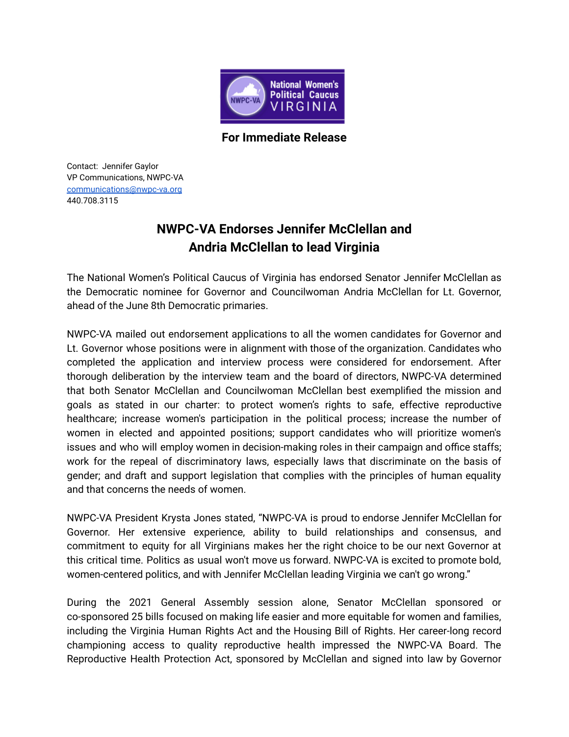National Women's Political Caucus VIRGINIA

**For Immediate Release**

Contact: Jennifer Gaylor
VP Communications, NWPC-VA
communications@nwpc-va.org
440.708.3115

## NWPC-VA Endorses Jennifer McClellan and Andria McClellan to lead Virginia

The National Women's Political Caucus of Virginia has endorsed Senator Jennifer McClellan as the Democratic nominee for Governor and Councilwoman Andria McClellan for Lt. Governor, ahead of the June 8th Democratic primaries.

NWPC-VA mailed out endorsement applications to all the women candidates for Governor and Lt. Governor whose positions were in alignment with those of the organization. Candidates who completed the application and interview process were considered for endorsement. After thorough deliberation by the interview team and the board of directors, NWPC-VA determined that both Senator McClellan and Councilwoman McClellan best exemplified the mission and goals as stated in our charter: to protect women's rights to safe, effective reproductive healthcare; increase women's participation in the political process; increase the number of women in elected and appointed positions; support candidates who will prioritize women's issues and who will employ women in decision-making roles in their campaign and office staffs; work for the repeal of discriminatory laws, especially laws that discriminate on the basis of gender; and draft and support legislation that complies with the principles of human equality and that concerns the needs of women.

NWPC-VA President Krysta Jones stated, "NWPC-VA is proud to endorse Jennifer McClellan for Governor. Her extensive experience, ability to build relationships and consensus, and commitment to equity for all Virginians makes her the right choice to be our next Governor at this critical time. Politics as usual won't move us forward. NWPC-VA is excited to promote bold, women-centered politics, and with Jennifer McClellan leading Virginia we can't go wrong."

During the 2021 General Assembly session alone, Senator McClellan sponsored or co-sponsored 25 bills focused on making life easier and more equitable for women and families, including the Virginia Human Rights Act and the Housing Bill of Rights. Her career-long record championing access to quality reproductive health impressed the NWPC-VA Board. The Reproductive Health Protection Act, sponsored by McClellan and signed into law by Governor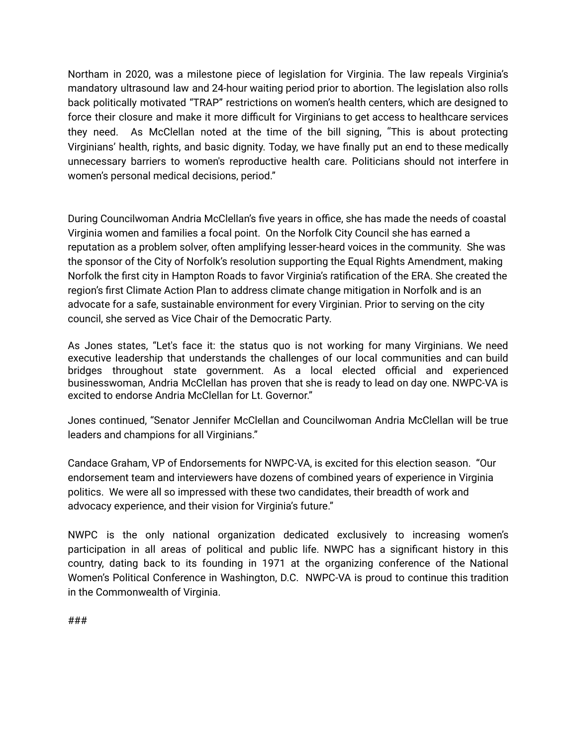Northam in 2020, was a milestone piece of legislation for Virginia. The law repeals Virginia's mandatory ultrasound law and 24-hour waiting period prior to abortion. The legislation also rolls back politically motivated "TRAP" restrictions on women's health centers, which are designed to force their closure and make it more difficult for Virginians to get access to healthcare services they need. As McClellan noted at the time of the bill signing, "This is about protecting Virginians' health, rights, and basic dignity. Today, we have finally put an end to these medically unnecessary barriers to women's reproductive health care. Politicians should not interfere in women's personal medical decisions, period."

During Councilwoman Andria McClellan's five years in office, she has made the needs of coastal Virginia women and families a focal point. On the Norfolk City Council she has earned a reputation as a problem solver, often amplifying lesser-heard voices in the community. She was the sponsor of the City of Norfolk's resolution supporting the Equal Rights Amendment, making Norfolk the first city in Hampton Roads to favor Virginia's ratification of the ERA. She created the region's first Climate Action Plan to address climate change mitigation in Norfolk and is an advocate for a safe, sustainable environment for every Virginian. Prior to serving on the city council, she served as Vice Chair of the Democratic Party.

As Jones states, "Let's face it: the status quo is not working for many Virginians. We need executive leadership that understands the challenges of our local communities and can build bridges throughout state government. As a local elected official and experienced businesswoman, Andria McClellan has proven that she is ready to lead on day one. NWPC-VA is excited to endorse Andria McClellan for Lt. Governor."

Jones continued, "Senator Jennifer McClellan and Councilwoman Andria McClellan will be true leaders and champions for all Virginians."

Candace Graham, VP of Endorsements for NWPC-VA, is excited for this election season. "Our endorsement team and interviewers have dozens of combined years of experience in Virginia politics. We were all so impressed with these two candidates, their breadth of work and advocacy experience, and their vision for Virginia's future."

NWPC is the only national organization dedicated exclusively to increasing women's participation in all areas of political and public life. NWPC has a significant history in this country, dating back to its founding in 1971 at the organizing conference of the National Women's Political Conference in Washington, D.C. NWPC-VA is proud to continue this tradition in the Commonwealth of Virginia.

###